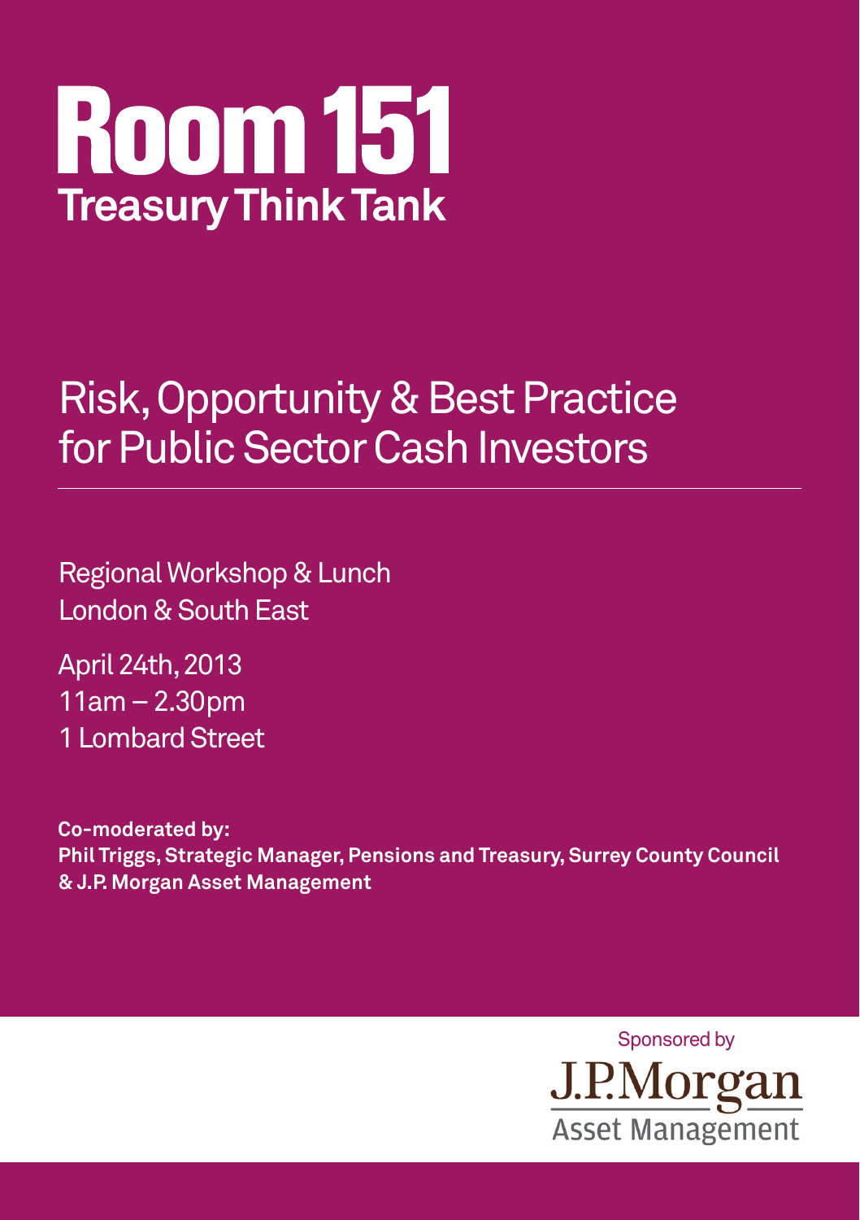# Room 151

## Treasury Think Tank

## Risk, Opportunity & Best Practice for Public Sector Cash Investors

---

Regional Workshop & Lunch
London & South East

April 24th, 2013
11am – 2.30pm
1 Lombard Street

**Co-moderated by:**
**Phil Triggs, Strategic Manager, Pensions and Treasury, Surrey County Council & J.P. Morgan Asset Management**

Sponsored by
J.P.Morgan
Asset Management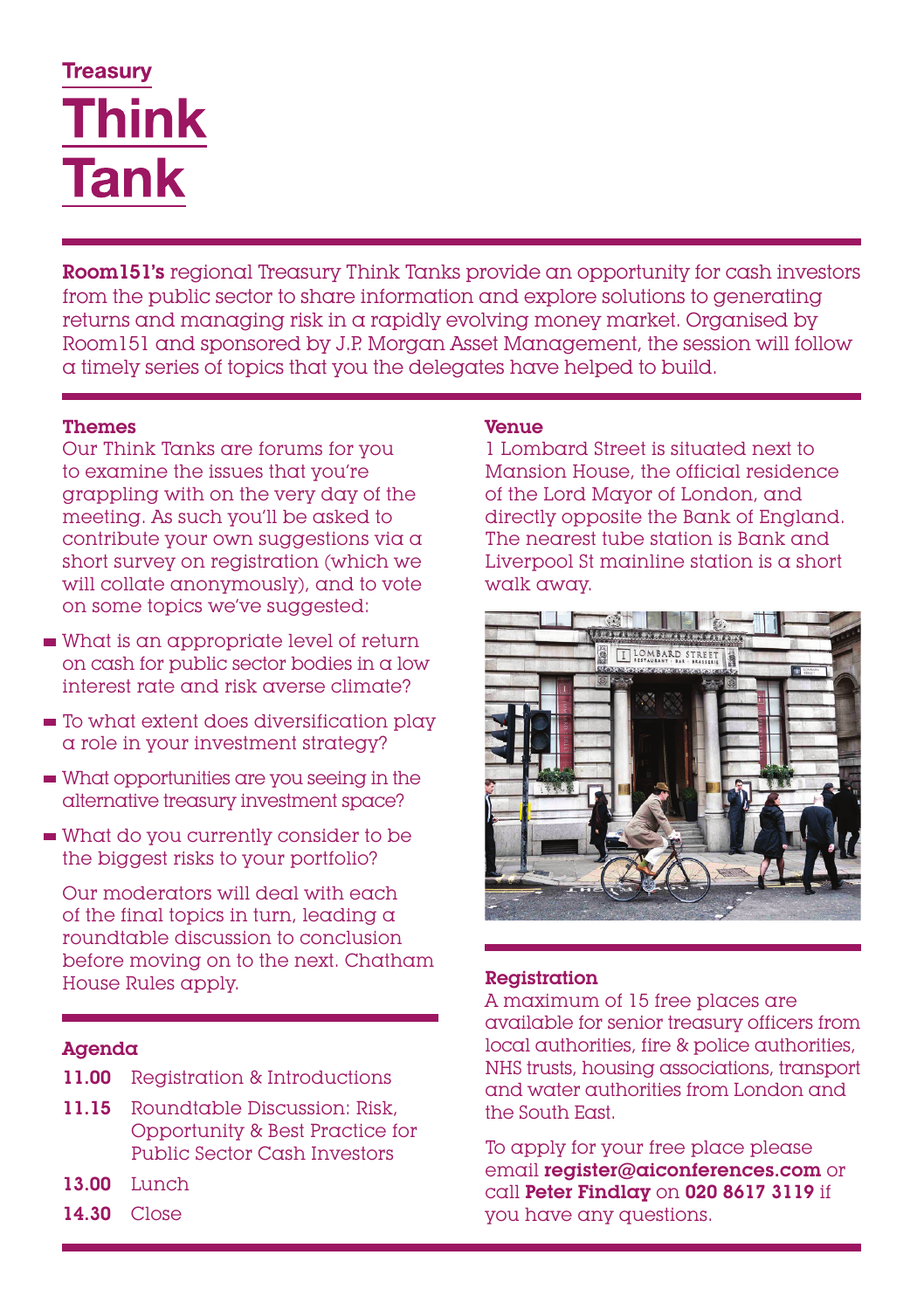# Treasury Think Tank

**Room151's** regional Treasury Think Tanks provide an opportunity for cash investors from the public sector to share information and explore solutions to generating returns and managing risk in a rapidly evolving money market. Organised by Room151 and sponsored by J.P. Morgan Asset Management, the session will follow a timely series of topics that you the delegates have helped to build.

### Themes

Our Think Tanks are forums for you to examine the issues that you're grappling with on the very day of the meeting. As such you'll be asked to contribute your own suggestions via a short survey on registration (which we will collate anonymously), and to vote on some topics we've suggested:

- What is an appropriate level of return on cash for public sector bodies in a low interest rate and risk averse climate?
- To what extent does diversification play a role in your investment strategy?
- What opportunities are you seeing in the alternative treasury investment space?
- What do you currently consider to be the biggest risks to your portfolio?

Our moderators will deal with each of the final topics in turn, leading a roundtable discussion to conclusion before moving on to the next. Chatham House Rules apply.

### Agenda

**11.00** Registration & Introductions

**11.15** Roundtable Discussion: Risk, Opportunity & Best Practice for Public Sector Cash Investors

**13.00** Lunch

**14.30** Close

### Venue

1 Lombard Street is situated next to Mansion House, the official residence of the Lord Mayor of London, and directly opposite the Bank of England. The nearest tube station is Bank and Liverpool St mainline station is a short walk away.

### Registration

A maximum of 15 free places are available for senior treasury officers from local authorities, fire & police authorities, NHS trusts, housing associations, transport and water authorities from London and the South East.

To apply for your free place please email **register@aiconferences.com** or call **Peter Findlay** on **020 8617 3119** if you have any questions.